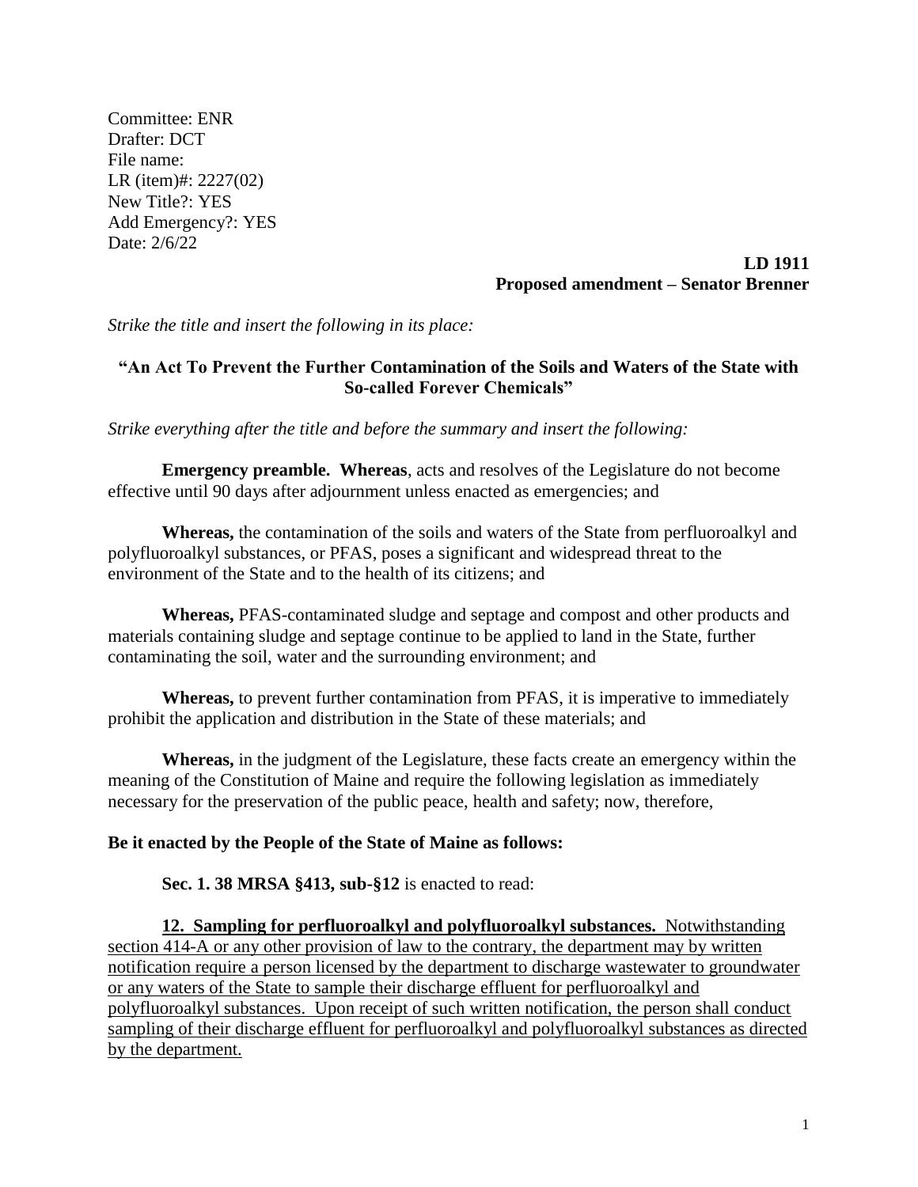Committee: ENR
Drafter: DCT
File name:
LR (item)#: 2227(02)
New Title?: YES
Add Emergency?: YES
Date: 2/6/22

**LD 1911**
**Proposed amendment – Senator Brenner**

*Strike the title and insert the following in its place:*

**"An Act To Prevent the Further Contamination of the Soils and Waters of the State with So-called Forever Chemicals"**

*Strike everything after the title and before the summary and insert the following:*

**Emergency preamble. Whereas**, acts and resolves of the Legislature do not become effective until 90 days after adjournment unless enacted as emergencies; and

**Whereas,** the contamination of the soils and waters of the State from perfluoroalkyl and polyfluoroalkyl substances, or PFAS, poses a significant and widespread threat to the environment of the State and to the health of its citizens; and

**Whereas,** PFAS-contaminated sludge and septage and compost and other products and materials containing sludge and septage continue to be applied to land in the State, further contaminating the soil, water and the surrounding environment; and

**Whereas,** to prevent further contamination from PFAS, it is imperative to immediately prohibit the application and distribution in the State of these materials; and

**Whereas,** in the judgment of the Legislature, these facts create an emergency within the meaning of the Constitution of Maine and require the following legislation as immediately necessary for the preservation of the public peace, health and safety; now, therefore,

**Be it enacted by the People of the State of Maine as follows:**

**Sec. 1. 38 MRSA §413, sub-§12** is enacted to read:

<u>**12. Sampling for perfluoroalkyl and polyfluoroalkyl substances.** Notwithstanding section 414-A or any other provision of law to the contrary, the department may by written notification require a person licensed by the department to discharge wastewater to groundwater or any waters of the State to sample their discharge effluent for perfluoroalkyl and polyfluoroalkyl substances. Upon receipt of such written notification, the person shall conduct sampling of their discharge effluent for perfluoroalkyl and polyfluoroalkyl substances as directed by the department.</u>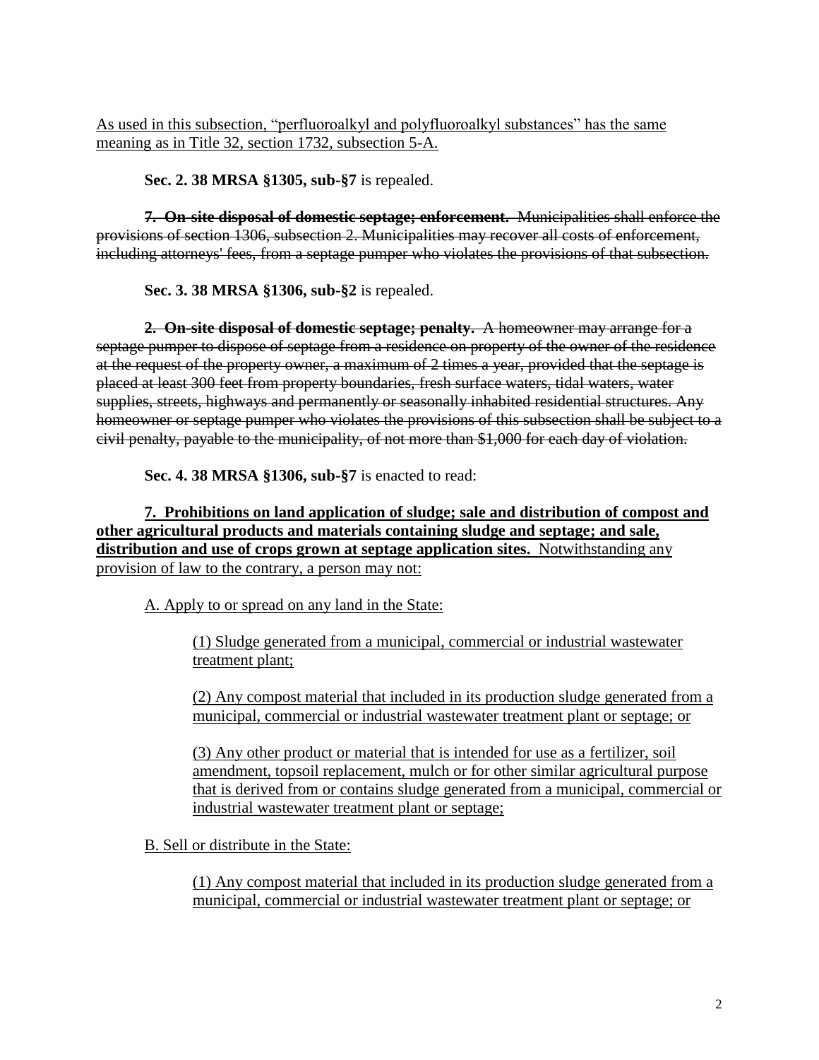As used in this subsection, "perfluoroalkyl and polyfluoroalkyl substances" has the same meaning as in Title 32, section 1732, subsection 5-A.

**Sec. 2. 38 MRSA §1305, sub-§7** is repealed.

~~**7. On-site disposal of domestic septage; enforcement.** Municipalities shall enforce the provisions of section 1306, subsection 2. Municipalities may recover all costs of enforcement, including attorneys' fees, from a septage pumper who violates the provisions of that subsection.~~

**Sec. 3. 38 MRSA §1306, sub-§2** is repealed.

~~**2. On-site disposal of domestic septage; penalty.** A homeowner may arrange for a septage pumper to dispose of septage from a residence on property of the owner of the residence at the request of the property owner, a maximum of 2 times a year, provided that the septage is placed at least 300 feet from property boundaries, fresh surface waters, tidal waters, water supplies, streets, highways and permanently or seasonally inhabited residential structures. Any homeowner or septage pumper who violates the provisions of this subsection shall be subject to a civil penalty, payable to the municipality, of not more than $1,000 for each day of violation.~~

**Sec. 4. 38 MRSA §1306, sub-§7** is enacted to read:

**7. Prohibitions on land application of sludge; sale and distribution of compost and other agricultural products and materials containing sludge and septage; and sale, distribution and use of crops grown at septage application sites.** Notwithstanding any provision of law to the contrary, a person may not:

A. Apply to or spread on any land in the State:

(1) Sludge generated from a municipal, commercial or industrial wastewater treatment plant;

(2) Any compost material that included in its production sludge generated from a municipal, commercial or industrial wastewater treatment plant or septage; or

(3) Any other product or material that is intended for use as a fertilizer, soil amendment, topsoil replacement, mulch or for other similar agricultural purpose that is derived from or contains sludge generated from a municipal, commercial or industrial wastewater treatment plant or septage;

B. Sell or distribute in the State:

(1) Any compost material that included in its production sludge generated from a municipal, commercial or industrial wastewater treatment plant or septage; or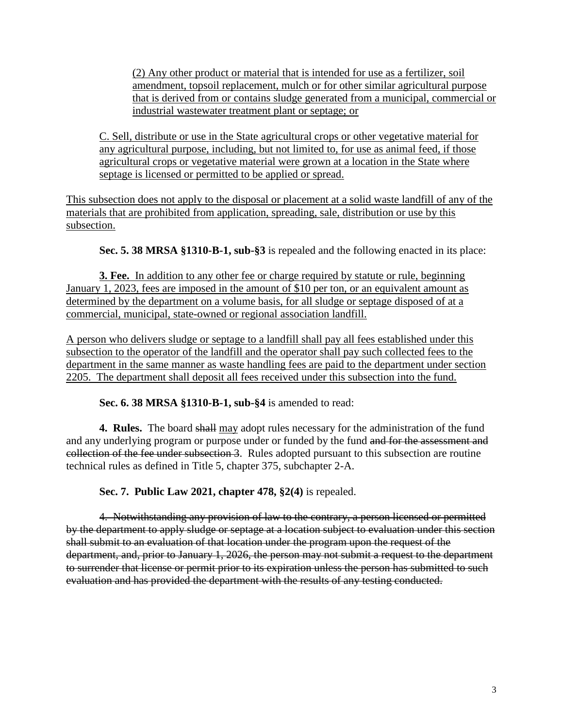(2) Any other product or material that is intended for use as a fertilizer, soil amendment, topsoil replacement, mulch or for other similar agricultural purpose that is derived from or contains sludge generated from a municipal, commercial or industrial wastewater treatment plant or septage; or

C. Sell, distribute or use in the State agricultural crops or other vegetative material for any agricultural purpose, including, but not limited to, for use as animal feed, if those agricultural crops or vegetative material were grown at a location in the State where septage is licensed or permitted to be applied or spread.

This subsection does not apply to the disposal or placement at a solid waste landfill of any of the materials that are prohibited from application, spreading, sale, distribution or use by this subsection.

**Sec. 5. 38 MRSA §1310-B-1, sub-§3** is repealed and the following enacted in its place:

**3. Fee.** In addition to any other fee or charge required by statute or rule, beginning January 1, 2023, fees are imposed in the amount of $10 per ton, or an equivalent amount as determined by the department on a volume basis, for all sludge or septage disposed of at a commercial, municipal, state-owned or regional association landfill.

A person who delivers sludge or septage to a landfill shall pay all fees established under this subsection to the operator of the landfill and the operator shall pay such collected fees to the department in the same manner as waste handling fees are paid to the department under section 2205. The department shall deposit all fees received under this subsection into the fund.

**Sec. 6. 38 MRSA §1310-B-1, sub-§4** is amended to read:

**4. Rules.** The board ~~shall~~ may adopt rules necessary for the administration of the fund and any underlying program or purpose under or funded by the fund ~~and for the assessment and collection of the fee under subsection 3~~. Rules adopted pursuant to this subsection are routine technical rules as defined in Title 5, chapter 375, subchapter 2-A.

**Sec. 7. Public Law 2021, chapter 478, §2(4)** is repealed.

~~4. Notwithstanding any provision of law to the contrary, a person licensed or permitted by the department to apply sludge or septage at a location subject to evaluation under this section shall submit to an evaluation of that location under the program upon the request of the department, and, prior to January 1, 2026, the person may not submit a request to the department to surrender that license or permit prior to its expiration unless the person has submitted to such evaluation and has provided the department with the results of any testing conducted.~~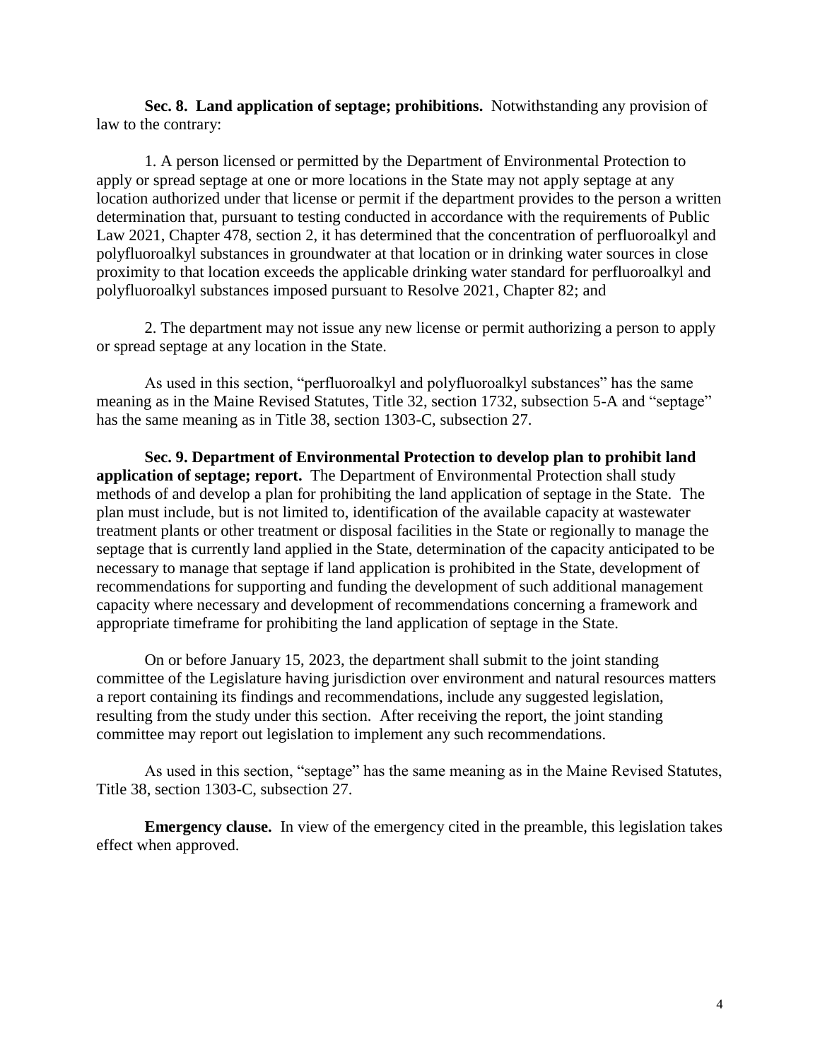**Sec. 8. Land application of septage; prohibitions.** Notwithstanding any provision of law to the contrary:

1. A person licensed or permitted by the Department of Environmental Protection to apply or spread septage at one or more locations in the State may not apply septage at any location authorized under that license or permit if the department provides to the person a written determination that, pursuant to testing conducted in accordance with the requirements of Public Law 2021, Chapter 478, section 2, it has determined that the concentration of perfluoroalkyl and polyfluoroalkyl substances in groundwater at that location or in drinking water sources in close proximity to that location exceeds the applicable drinking water standard for perfluoroalkyl and polyfluoroalkyl substances imposed pursuant to Resolve 2021, Chapter 82; and

2. The department may not issue any new license or permit authorizing a person to apply or spread septage at any location in the State.

As used in this section, "perfluoroalkyl and polyfluoroalkyl substances" has the same meaning as in the Maine Revised Statutes, Title 32, section 1732, subsection 5-A and "septage" has the same meaning as in Title 38, section 1303-C, subsection 27.

**Sec. 9. Department of Environmental Protection to develop plan to prohibit land application of septage; report.** The Department of Environmental Protection shall study methods of and develop a plan for prohibiting the land application of septage in the State. The plan must include, but is not limited to, identification of the available capacity at wastewater treatment plants or other treatment or disposal facilities in the State or regionally to manage the septage that is currently land applied in the State, determination of the capacity anticipated to be necessary to manage that septage if land application is prohibited in the State, development of recommendations for supporting and funding the development of such additional management capacity where necessary and development of recommendations concerning a framework and appropriate timeframe for prohibiting the land application of septage in the State.

On or before January 15, 2023, the department shall submit to the joint standing committee of the Legislature having jurisdiction over environment and natural resources matters a report containing its findings and recommendations, include any suggested legislation, resulting from the study under this section. After receiving the report, the joint standing committee may report out legislation to implement any such recommendations.

As used in this section, "septage" has the same meaning as in the Maine Revised Statutes, Title 38, section 1303-C, subsection 27.

**Emergency clause.** In view of the emergency cited in the preamble, this legislation takes effect when approved.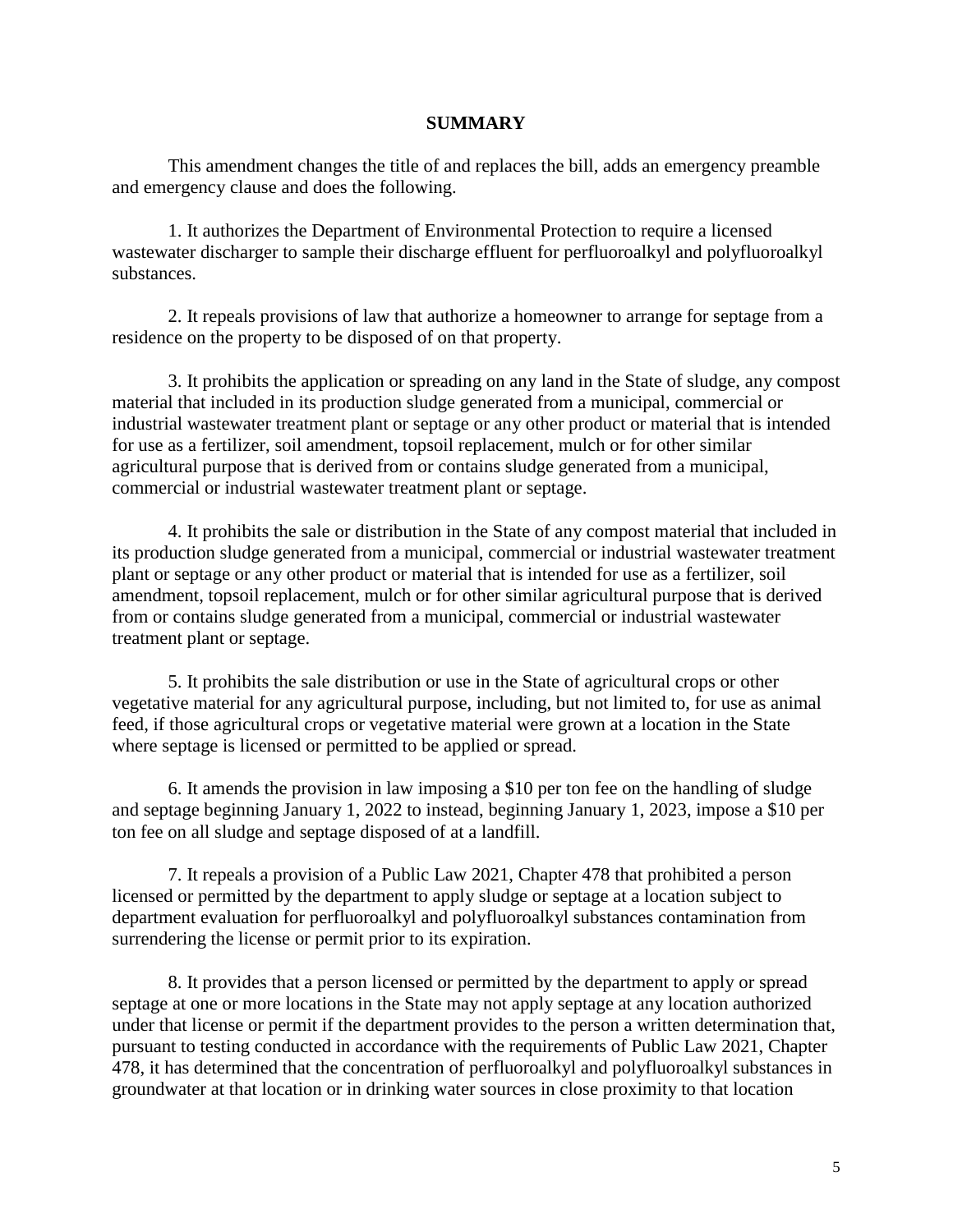# SUMMARY

This amendment changes the title of and replaces the bill, adds an emergency preamble and emergency clause and does the following.

1. It authorizes the Department of Environmental Protection to require a licensed wastewater discharger to sample their discharge effluent for perfluoroalkyl and polyfluoroalkyl substances.

2. It repeals provisions of law that authorize a homeowner to arrange for septage from a residence on the property to be disposed of on that property.

3. It prohibits the application or spreading on any land in the State of sludge, any compost material that included in its production sludge generated from a municipal, commercial or industrial wastewater treatment plant or septage or any other product or material that is intended for use as a fertilizer, soil amendment, topsoil replacement, mulch or for other similar agricultural purpose that is derived from or contains sludge generated from a municipal, commercial or industrial wastewater treatment plant or septage.

4. It prohibits the sale or distribution in the State of any compost material that included in its production sludge generated from a municipal, commercial or industrial wastewater treatment plant or septage or any other product or material that is intended for use as a fertilizer, soil amendment, topsoil replacement, mulch or for other similar agricultural purpose that is derived from or contains sludge generated from a municipal, commercial or industrial wastewater treatment plant or septage.

5. It prohibits the sale distribution or use in the State of agricultural crops or other vegetative material for any agricultural purpose, including, but not limited to, for use as animal feed, if those agricultural crops or vegetative material were grown at a location in the State where septage is licensed or permitted to be applied or spread.

6. It amends the provision in law imposing a $10 per ton fee on the handling of sludge and septage beginning January 1, 2022 to instead, beginning January 1, 2023, impose a $10 per ton fee on all sludge and septage disposed of at a landfill.

7. It repeals a provision of a Public Law 2021, Chapter 478 that prohibited a person licensed or permitted by the department to apply sludge or septage at a location subject to department evaluation for perfluoroalkyl and polyfluoroalkyl substances contamination from surrendering the license or permit prior to its expiration.

8. It provides that a person licensed or permitted by the department to apply or spread septage at one or more locations in the State may not apply septage at any location authorized under that license or permit if the department provides to the person a written determination that, pursuant to testing conducted in accordance with the requirements of Public Law 2021, Chapter 478, it has determined that the concentration of perfluoroalkyl and polyfluoroalkyl substances in groundwater at that location or in drinking water sources in close proximity to that location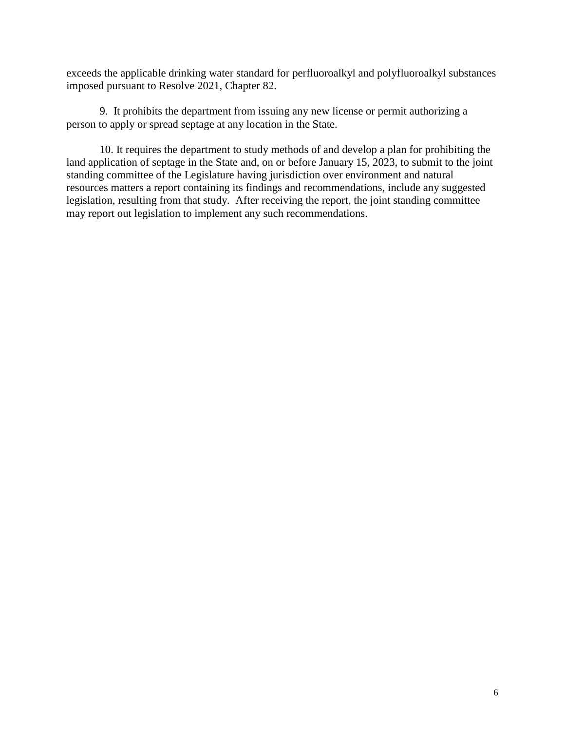exceeds the applicable drinking water standard for perfluoroalkyl and polyfluoroalkyl substances imposed pursuant to Resolve 2021, Chapter 82.

9. It prohibits the department from issuing any new license or permit authorizing a person to apply or spread septage at any location in the State.

10. It requires the department to study methods of and develop a plan for prohibiting the land application of septage in the State and, on or before January 15, 2023, to submit to the joint standing committee of the Legislature having jurisdiction over environment and natural resources matters a report containing its findings and recommendations, include any suggested legislation, resulting from that study. After receiving the report, the joint standing committee may report out legislation to implement any such recommendations.